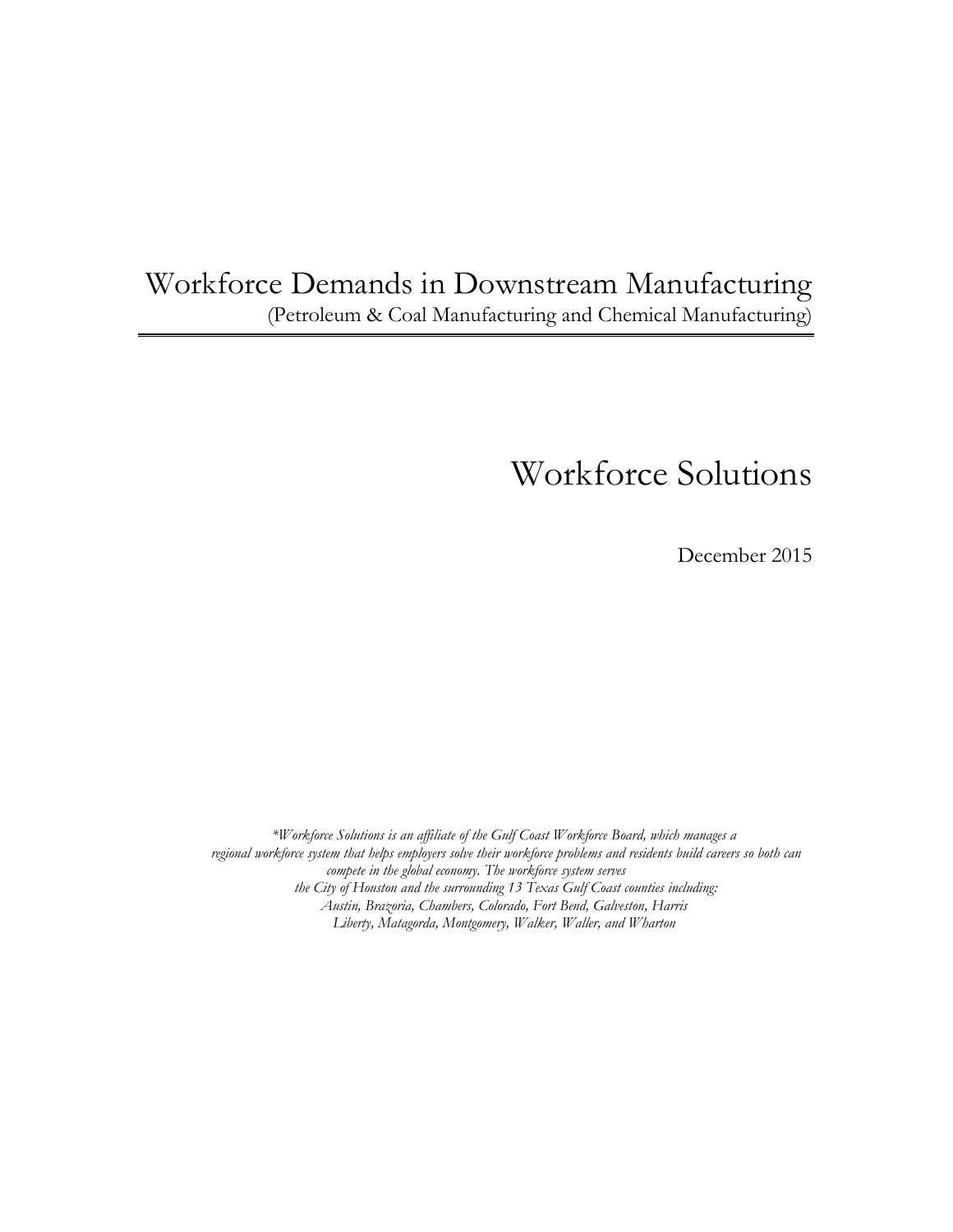# Workforce Demands in Downstream Manufacturing

(Petroleum & Coal Manufacturing and Chemical Manufacturing)

## Workforce Solutions

December 2015

*\*Workforce Solutions is an affiliate of the Gulf Coast Workforce Board, which manages a regional workforce system that helps employers solve their workforce problems and residents build careers so both can compete in the global economy. The workforce system serves the City of Houston and the surrounding 13 Texas Gulf Coast counties including: Austin, Brazoria, Chambers, Colorado, Fort Bend, Galveston, Harris Liberty, Matagorda, Montgomery, Walker, Waller, and Wharton*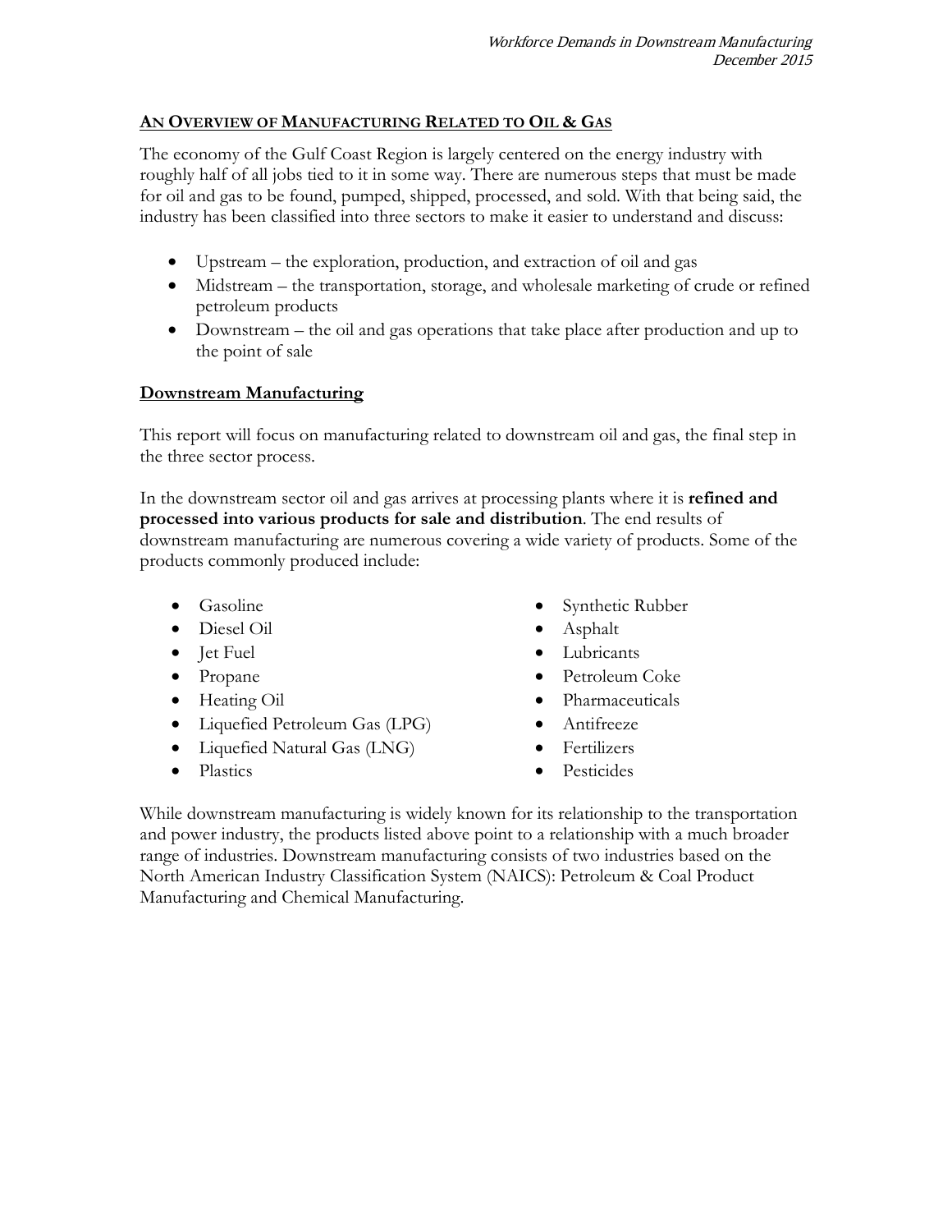## AN OVERVIEW OF MANUFACTURING RELATED TO OIL & GAS

The economy of the Gulf Coast Region is largely centered on the energy industry with roughly half of all jobs tied to it in some way. There are numerous steps that must be made for oil and gas to be found, pumped, shipped, processed, and sold. With that being said, the industry has been classified into three sectors to make it easier to understand and discuss:

- Upstream – the exploration, production, and extraction of oil and gas
- Midstream – the transportation, storage, and wholesale marketing of crude or refined petroleum products
- Downstream – the oil and gas operations that take place after production and up to the point of sale

### Downstream Manufacturing

This report will focus on manufacturing related to downstream oil and gas, the final step in the three sector process.

In the downstream sector oil and gas arrives at processing plants where it is **refined and processed into various products for sale and distribution**. The end results of downstream manufacturing are numerous covering a wide variety of products. Some of the products commonly produced include:

- Gasoline
- Diesel Oil
- Jet Fuel
- Propane
- Heating Oil
- Liquefied Petroleum Gas (LPG)
- Liquefied Natural Gas (LNG)
- Plastics
- Synthetic Rubber
- Asphalt
- Lubricants
- Petroleum Coke
- Pharmaceuticals
- Antifreeze
- Fertilizers
- Pesticides

While downstream manufacturing is widely known for its relationship to the transportation and power industry, the products listed above point to a relationship with a much broader range of industries. Downstream manufacturing consists of two industries based on the North American Industry Classification System (NAICS): Petroleum & Coal Product Manufacturing and Chemical Manufacturing.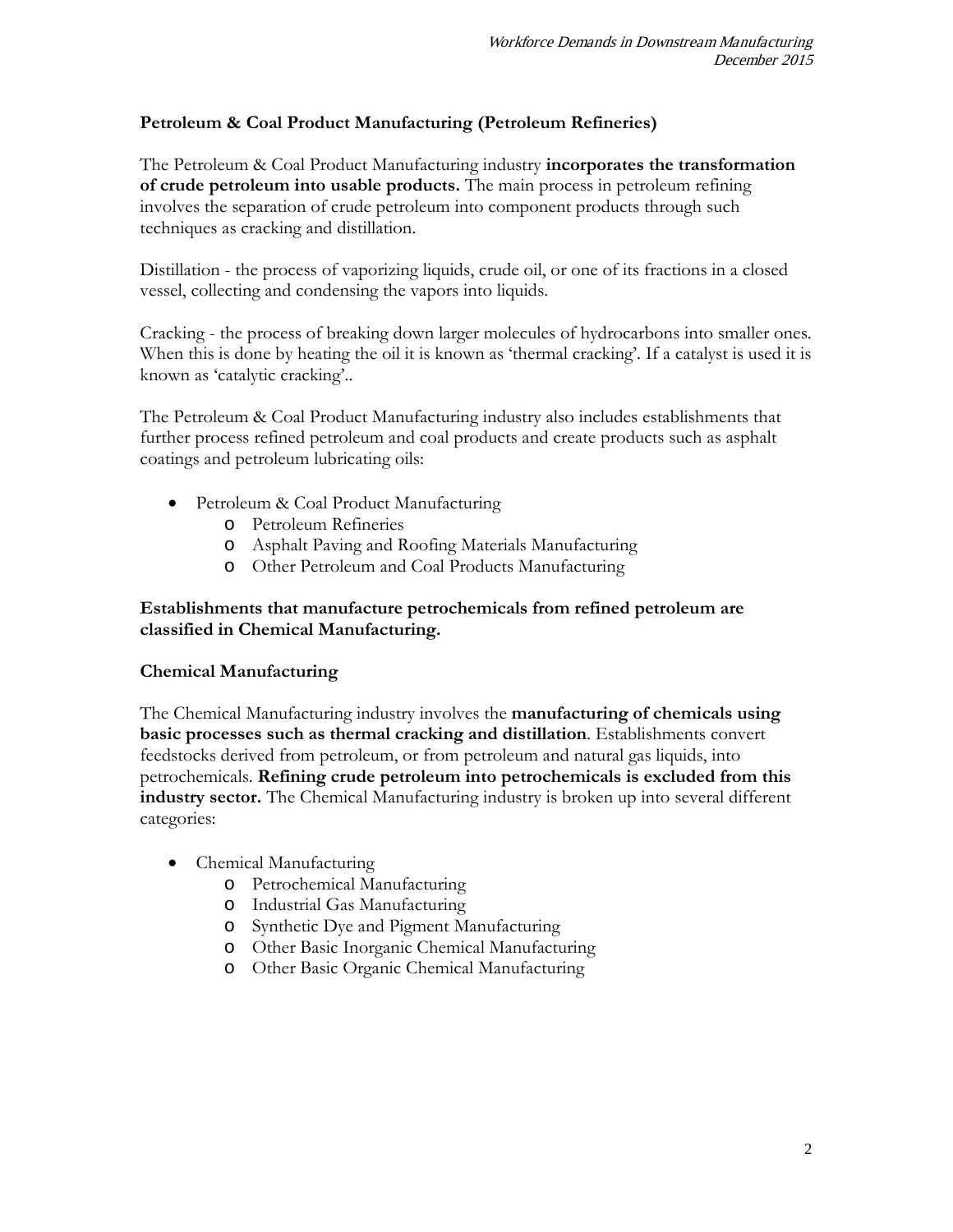**Petroleum & Coal Product Manufacturing (Petroleum Refineries)**

The Petroleum & Coal Product Manufacturing industry **incorporates the transformation of crude petroleum into usable products.** The main process in petroleum refining involves the separation of crude petroleum into component products through such techniques as cracking and distillation.

Distillation - the process of vaporizing liquids, crude oil, or one of its fractions in a closed vessel, collecting and condensing the vapors into liquids.

Cracking - the process of breaking down larger molecules of hydrocarbons into smaller ones. When this is done by heating the oil it is known as 'thermal cracking'. If a catalyst is used it is known as 'catalytic cracking'..

The Petroleum & Coal Product Manufacturing industry also includes establishments that further process refined petroleum and coal products and create products such as asphalt coatings and petroleum lubricating oils:

- Petroleum & Coal Product Manufacturing
  - Petroleum Refineries
  - Asphalt Paving and Roofing Materials Manufacturing
  - Other Petroleum and Coal Products Manufacturing

**Establishments that manufacture petrochemicals from refined petroleum are classified in Chemical Manufacturing.**

**Chemical Manufacturing**

The Chemical Manufacturing industry involves the **manufacturing of chemicals using basic processes such as thermal cracking and distillation**. Establishments convert feedstocks derived from petroleum, or from petroleum and natural gas liquids, into petrochemicals. **Refining crude petroleum into petrochemicals is excluded from this industry sector.** The Chemical Manufacturing industry is broken up into several different categories:

- Chemical Manufacturing
  - Petrochemical Manufacturing
  - Industrial Gas Manufacturing
  - Synthetic Dye and Pigment Manufacturing
  - Other Basic Inorganic Chemical Manufacturing
  - Other Basic Organic Chemical Manufacturing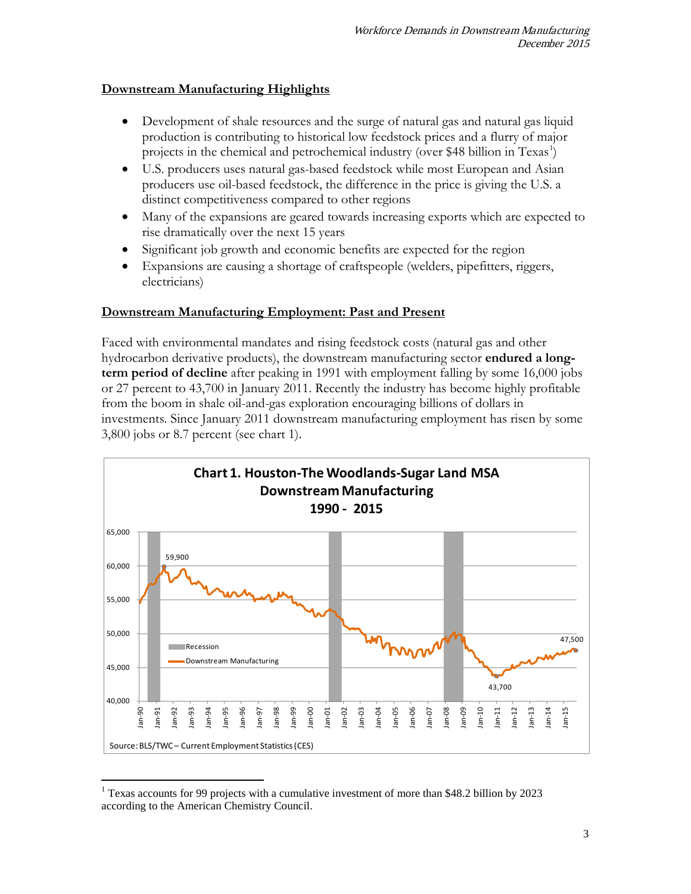## Downstream Manufacturing Highlights

- Development of shale resources and the surge of natural gas and natural gas liquid production is contributing to historical low feedstock prices and a flurry of major projects in the chemical and petrochemical industry (over $48 billion in Texas[1])
- U.S. producers uses natural gas-based feedstock while most European and Asian producers use oil-based feedstock, the difference in the price is giving the U.S. a distinct competitiveness compared to other regions
- Many of the expansions are geared towards increasing exports which are expected to rise dramatically over the next 15 years
- Significant job growth and economic benefits are expected for the region
- Expansions are causing a shortage of craftspeople (welders, pipefitters, riggers, electricians)

## Downstream Manufacturing Employment: Past and Present

Faced with environmental mandates and rising feedstock costs (natural gas and other hydrocarbon derivative products), the downstream manufacturing sector **endured a long-term period of decline** after peaking in 1991 with employment falling by some 16,000 jobs or 27 percent to 43,700 in January 2011. Recently the industry has become highly profitable from the boom in shale oil-and-gas exploration encouraging billions of dollars in investments. Since January 2011 downstream manufacturing employment has risen by some 3,800 jobs or 8.7 percent (see chart 1).

**Chart 1. Houston-The Woodlands-Sugar Land MSA Downstream Manufacturing 1990 - 2015**

Source: BLS/TWC – Current Employment Statistics (CES)

[1] Texas accounts for 99 projects with a cumulative investment of more than $48.2 billion by 2023 according to the American Chemistry Council.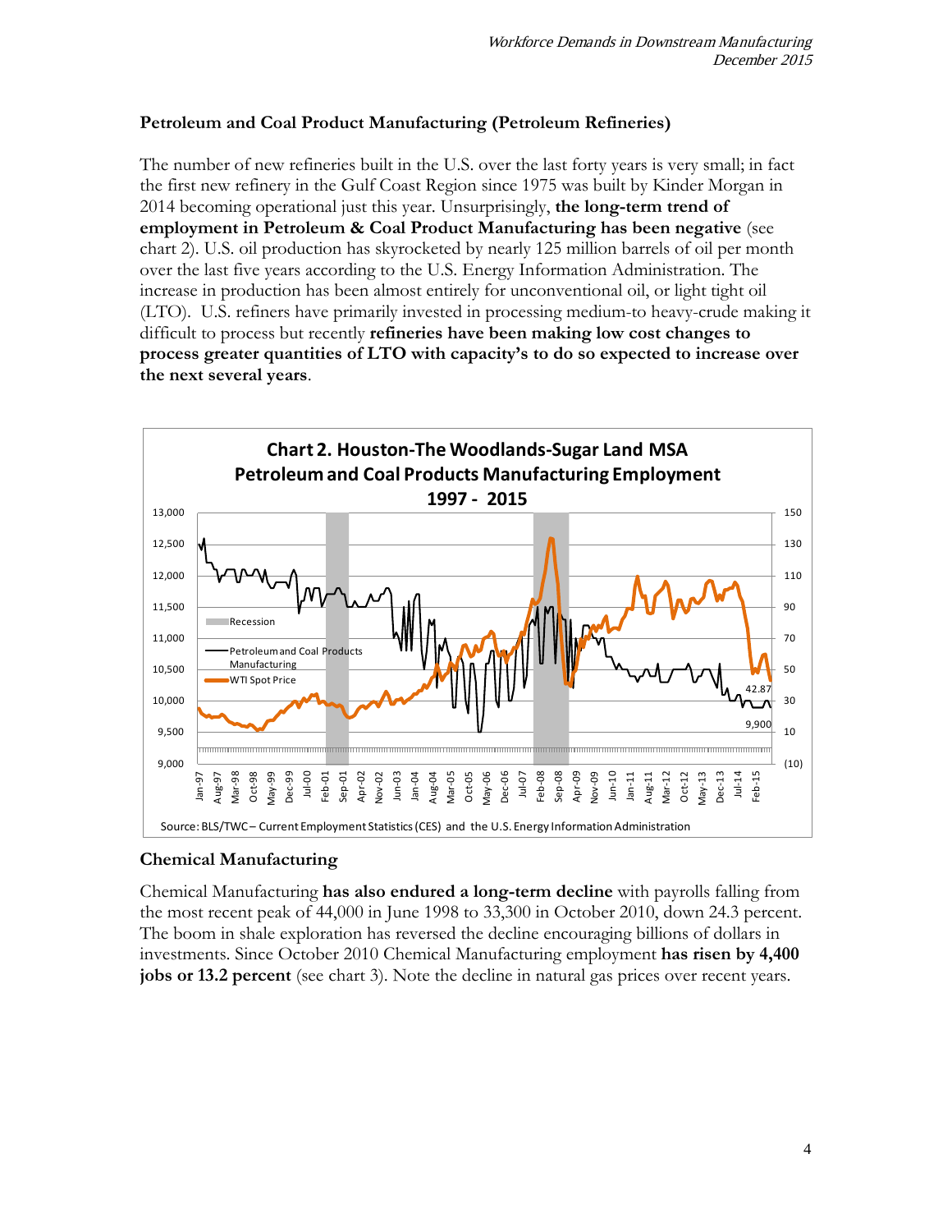### Petroleum and Coal Product Manufacturing (Petroleum Refineries)

The number of new refineries built in the U.S. over the last forty years is very small; in fact the first new refinery in the Gulf Coast Region since 1975 was built by Kinder Morgan in 2014 becoming operational just this year. Unsurprisingly, **the long-term trend of employment in Petroleum & Coal Product Manufacturing has been negative** (see chart 2). U.S. oil production has skyrocketed by nearly 125 million barrels of oil per month over the last five years according to the U.S. Energy Information Administration. The increase in production has been almost entirely for unconventional oil, or light tight oil (LTO). U.S. refiners have primarily invested in processing medium-to heavy-crude making it difficult to process but recently **refineries have been making low cost changes to process greater quantities of LTO with capacity's to do so expected to increase over the next several years**.

**Chart 2. Houston-The Woodlands-Sugar Land MSA Petroleum and Coal Products Manufacturing Employment 1997 - 2015**

Source: BLS/TWC – Current Employment Statistics (CES) and the U.S. Energy Information Administration

### Chemical Manufacturing

Chemical Manufacturing **has also endured a long-term decline** with payrolls falling from the most recent peak of 44,000 in June 1998 to 33,300 in October 2010, down 24.3 percent. The boom in shale exploration has reversed the decline encouraging billions of dollars in investments. Since October 2010 Chemical Manufacturing employment **has risen by 4,400 jobs or 13.2 percent** (see chart 3). Note the decline in natural gas prices over recent years.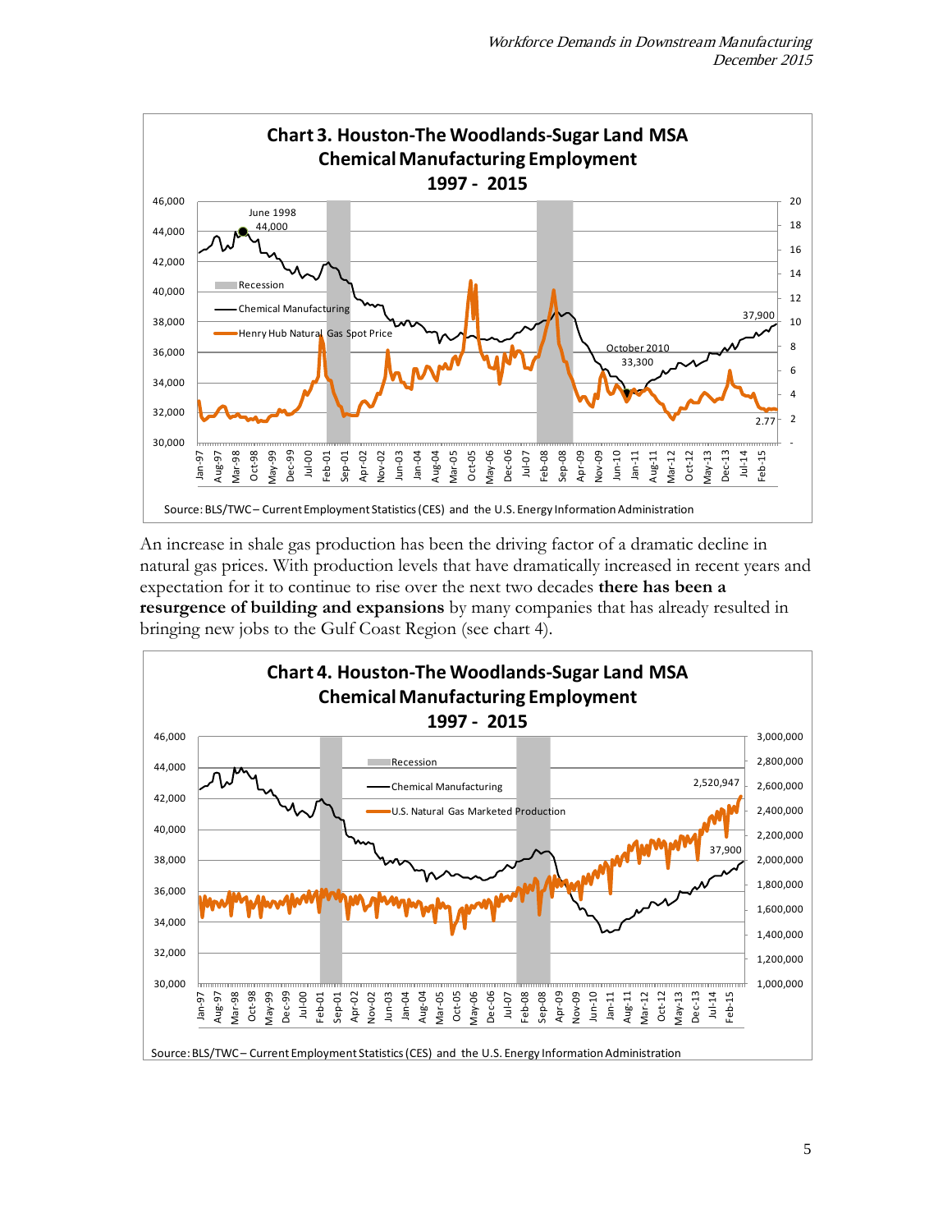**Chart 3. Houston-The Woodlands-Sugar Land MSA Chemical Manufacturing Employment 1997 - 2015**

Source: BLS/TWC – Current Employment Statistics (CES) and the U.S. Energy Information Administration

An increase in shale gas production has been the driving factor of a dramatic decline in natural gas prices. With production levels that have dramatically increased in recent years and expectation for it to continue to rise over the next two decades **there has been a resurgence of building and expansions** by many companies that has already resulted in bringing new jobs to the Gulf Coast Region (see chart 4).

**Chart 4. Houston-The Woodlands-Sugar Land MSA Chemical Manufacturing Employment 1997 - 2015**

Source: BLS/TWC – Current Employment Statistics (CES) and the U.S. Energy Information Administration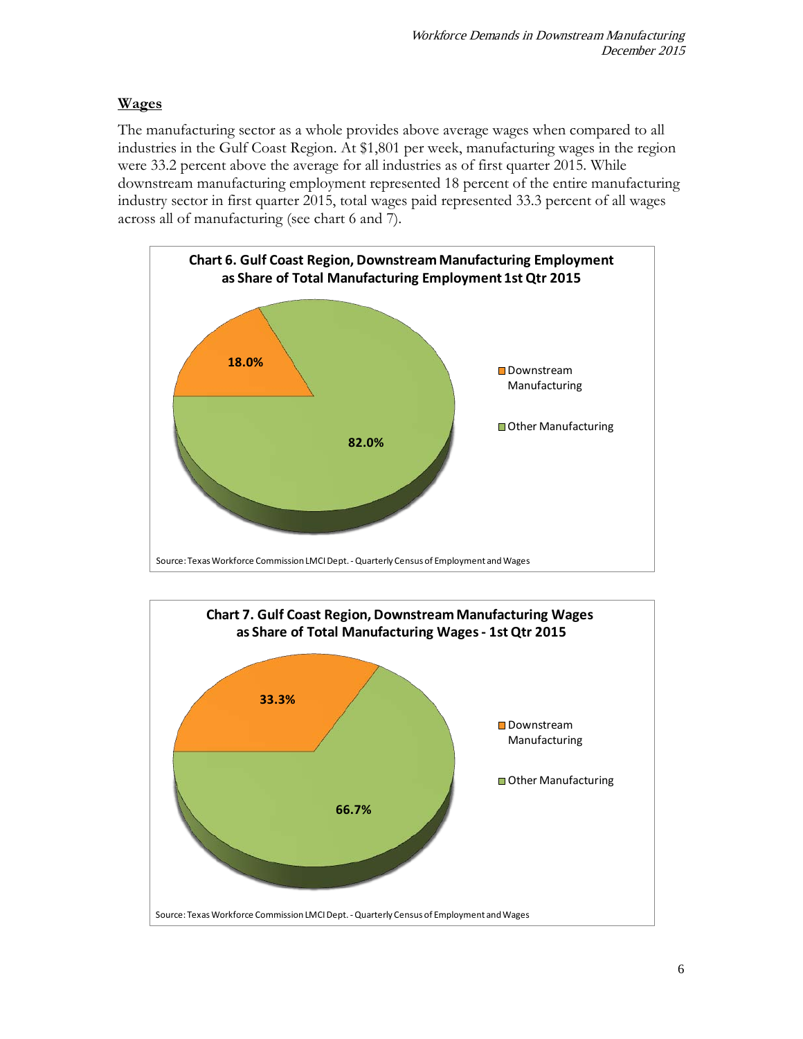## Wages

The manufacturing sector as a whole provides above average wages when compared to all industries in the Gulf Coast Region. At $1,801 per week, manufacturing wages in the region were 33.2 percent above the average for all industries as of first quarter 2015. While downstream manufacturing employment represented 18 percent of the entire manufacturing industry sector in first quarter 2015, total wages paid represented 33.3 percent of all wages across all of manufacturing (see chart 6 and 7).

**Chart 6. Gulf Coast Region, Downstream Manufacturing Employment as Share of Total Manufacturing Employment 1st Qtr 2015**

| Category | Share |
|---|---|
| Downstream Manufacturing | 18.0% |
| Other Manufacturing | 82.0% |

Source: Texas Workforce Commission LMCI Dept. - Quarterly Census of Employment and Wages

**Chart 7. Gulf Coast Region, Downstream Manufacturing Wages as Share of Total Manufacturing Wages - 1st Qtr 2015**

| Category | Share |
|---|---|
| Downstream Manufacturing | 33.3% |
| Other Manufacturing | 66.7% |

Source: Texas Workforce Commission LMCI Dept. - Quarterly Census of Employment and Wages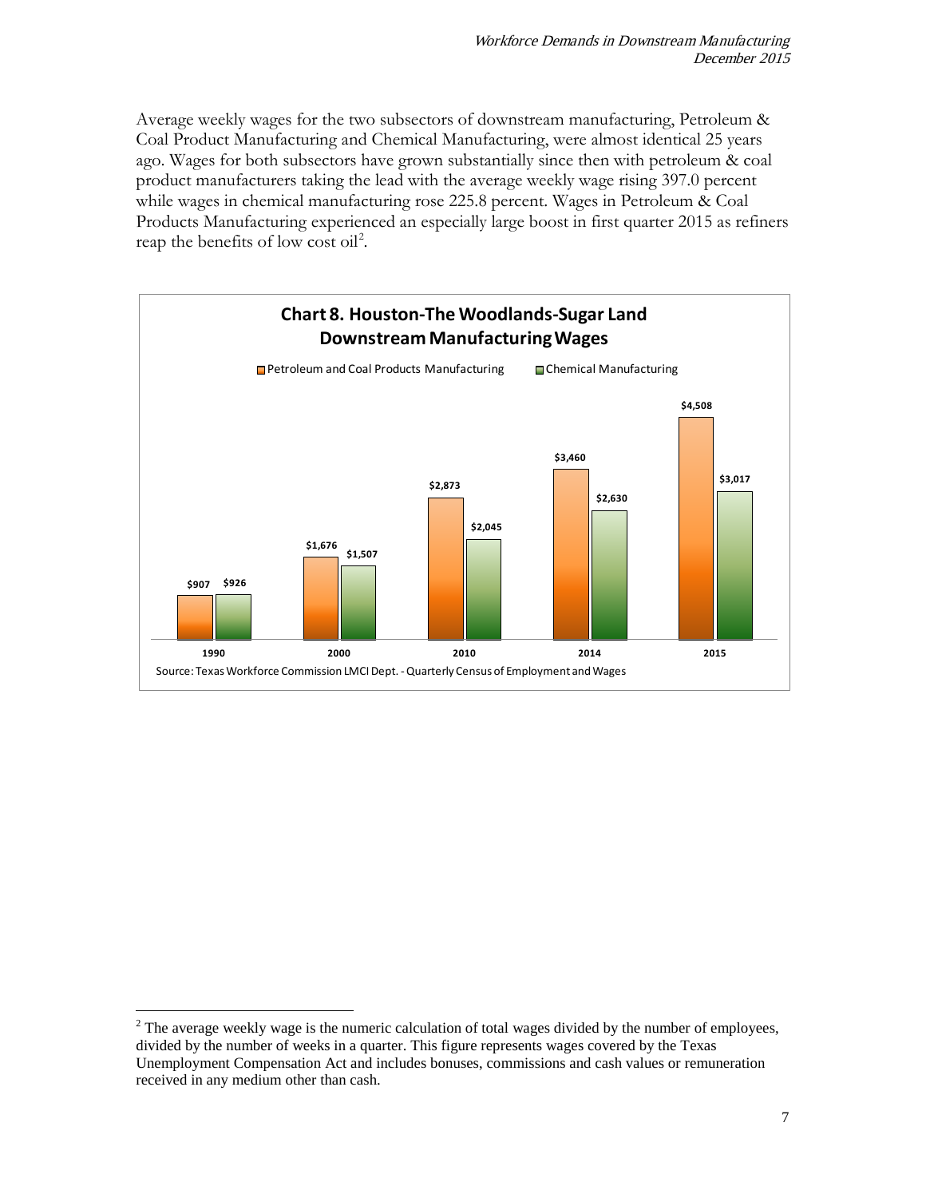Average weekly wages for the two subsectors of downstream manufacturing, Petroleum & Coal Product Manufacturing and Chemical Manufacturing, were almost identical 25 years ago. Wages for both subsectors have grown substantially since then with petroleum & coal product manufacturers taking the lead with the average weekly wage rising 397.0 percent while wages in chemical manufacturing rose 225.8 percent. Wages in Petroleum & Coal Products Manufacturing experienced an especially large boost in first quarter 2015 as refiners reap the benefits of low cost oil[2].

**Chart 8. Houston-The Woodlands-Sugar Land Downstream Manufacturing Wages**

| Year | Petroleum and Coal Products Manufacturing | Chemical Manufacturing |
|---|---|---|
| 1990 | $907 | $926 |
| 2000 | $1,676 | $1,507 |
| 2010 | $2,873 | $2,045 |
| 2014 | $3,460 | $2,630 |
| 2015 | $4,508 | $3,017 |

Source: Texas Workforce Commission LMCI Dept. - Quarterly Census of Employment and Wages

[2] The average weekly wage is the numeric calculation of total wages divided by the number of employees, divided by the number of weeks in a quarter. This figure represents wages covered by the Texas Unemployment Compensation Act and includes bonuses, commissions and cash values or remuneration received in any medium other than cash.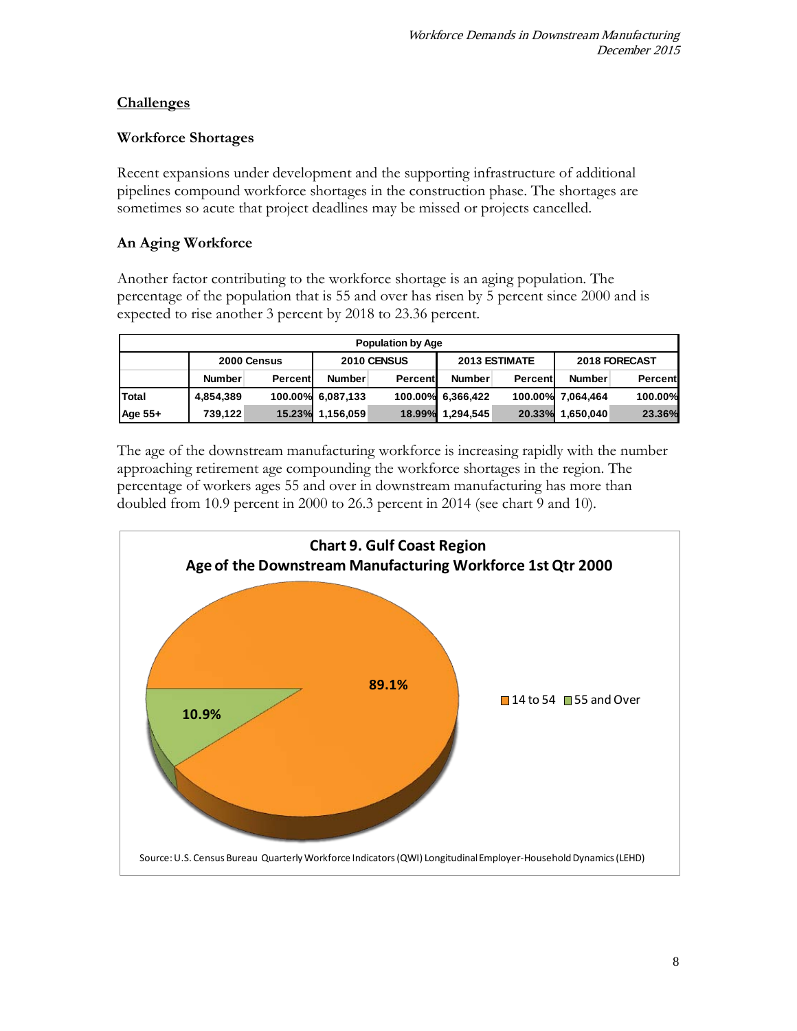## Challenges

### Workforce Shortages

Recent expansions under development and the supporting infrastructure of additional pipelines compound workforce shortages in the construction phase. The shortages are sometimes so acute that project deadlines may be missed or projects cancelled.

### An Aging Workforce

Another factor contributing to the workforce shortage is an aging population. The percentage of the population that is 55 and over has risen by 5 percent since 2000 and is expected to rise another 3 percent by 2018 to 23.36 percent.

**Population by Age**

| | 2000 Census | | 2010 CENSUS | | 2013 ESTIMATE | | 2018 FORECAST | |
|---|---|---|---|---|---|---|---|---|
| | Number | Percent | Number | Percent | Number | Percent | Number | Percent |
| Total | 4,854,389 | 100.00% | 6,087,133 | 100.00% | 6,366,422 | 100.00% | 7,064,464 | 100.00% |
| Age 55+ | 739,122 | 15.23% | 1,156,059 | 18.99% | 1,294,545 | 20.33% | 1,650,040 | 23.36% |

The age of the downstream manufacturing workforce is increasing rapidly with the number approaching retirement age compounding the workforce shortages in the region. The percentage of workers ages 55 and over in downstream manufacturing has more than doubled from 10.9 percent in 2000 to 26.3 percent in 2014 (see chart 9 and 10).

**Chart 9. Gulf Coast Region**
**Age of the Downstream Manufacturing Workforce 1st Qtr 2000**

| Age Group | Percent |
|---|---|
| 14 to 54 | 89.1% |
| 55 and Over | 10.9% |

Source: U.S. Census Bureau Quarterly Workforce Indicators (QWI) Longitudinal Employer-Household Dynamics (LEHD)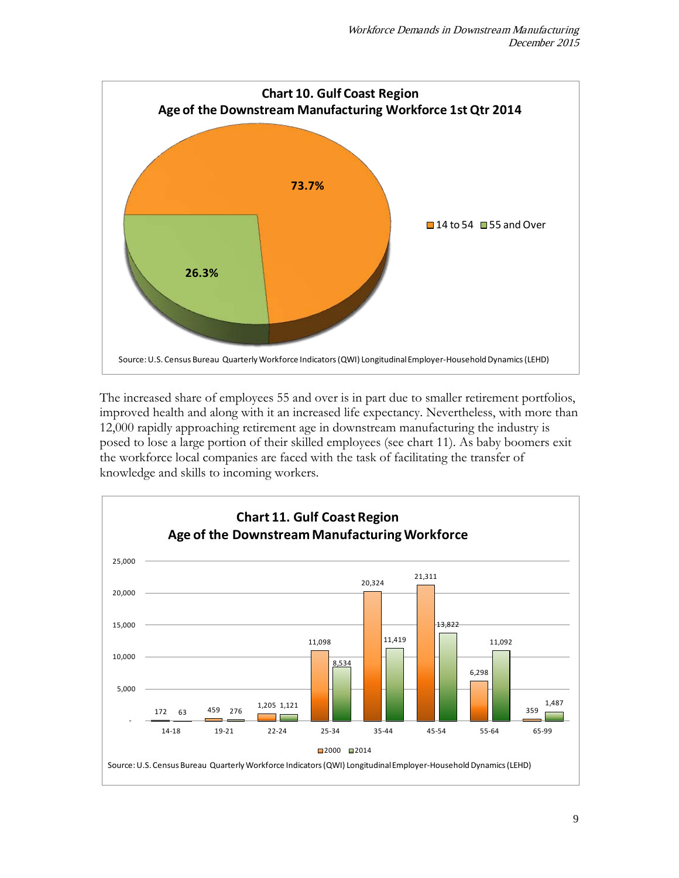**Chart 10. Gulf Coast Region**
**Age of the Downstream Manufacturing Workforce 1st Qtr 2014**

| Age Group | Share |
|---|---|
| 14 to 54 | 73.7% |
| 55 and Over | 26.3% |

Source: U.S. Census Bureau Quarterly Workforce Indicators (QWI) Longitudinal Employer-Household Dynamics (LEHD)

The increased share of employees 55 and over is in part due to smaller retirement portfolios, improved health and along with it an increased life expectancy. Nevertheless, with more than 12,000 rapidly approaching retirement age in downstream manufacturing the industry is posed to lose a large portion of their skilled employees (see chart 11). As baby boomers exit the workforce local companies are faced with the task of facilitating the transfer of knowledge and skills to incoming workers.

**Chart 11. Gulf Coast Region**
**Age of the Downstream Manufacturing Workforce**

| Age | 2000 | 2014 |
|---|---|---|
| 14-18 | 172 | 63 |
| 19-21 | 459 | 276 |
| 22-24 | 1,205 | 1,121 |
| 25-34 | 11,098 | 8,534 |
| 35-44 | 20,324 | 11,419 |
| 45-54 | 21,311 | 13,822 |
| 55-64 | 6,298 | 11,092 |
| 65-99 | 359 | 1,487 |

Source: U.S. Census Bureau Quarterly Workforce Indicators (QWI) Longitudinal Employer-Household Dynamics (LEHD)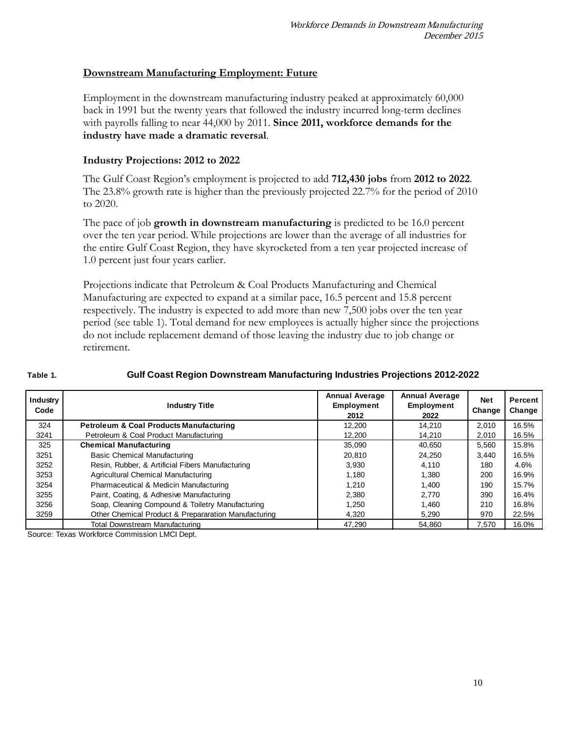## Downstream Manufacturing Employment: Future

Employment in the downstream manufacturing industry peaked at approximately 60,000 back in 1991 but the twenty years that followed the industry incurred long-term declines with payrolls falling to near 44,000 by 2011. **Since 2011, workforce demands for the industry have made a dramatic reversal**.

### Industry Projections: 2012 to 2022

The Gulf Coast Region's employment is projected to add **712,430 jobs** from **2012 to 2022**. The 23.8% growth rate is higher than the previously projected 22.7% for the period of 2010 to 2020.

The pace of job **growth in downstream manufacturing** is predicted to be 16.0 percent over the ten year period. While projections are lower than the average of all industries for the entire Gulf Coast Region, they have skyrocketed from a ten year projected increase of 1.0 percent just four years earlier.

Projections indicate that Petroleum & Coal Products Manufacturing and Chemical Manufacturing are expected to expand at a similar pace, 16.5 percent and 15.8 percent respectively. The industry is expected to add more than new 7,500 jobs over the ten year period (see table 1). Total demand for new employees is actually higher since the projections do not include replacement demand of those leaving the industry due to job change or retirement.

**Table 1. Gulf Coast Region Downstream Manufacturing Industries Projections 2012-2022**

| Industry Code | Industry Title | Annual Average Employment 2012 | Annual Average Employment 2022 | Net Change | Percent Change |
|---|---|---|---|---|---|
| 324 | **Petroleum & Coal Products Manufacturing** | 12,200 | 14,210 | 2,010 | 16.5% |
| 3241 | Petroleum & Coal Product Manufacturing | 12,200 | 14,210 | 2,010 | 16.5% |
| 325 | **Chemical Manufacturing** | 35,090 | 40,650 | 5,560 | 15.8% |
| 3251 | Basic Chemical Manufacturing | 20,810 | 24,250 | 3,440 | 16.5% |
| 3252 | Resin, Rubber, & Artificial Fibers Manufacturing | 3,930 | 4,110 | 180 | 4.6% |
| 3253 | Agricultural Chemical Manufacturing | 1,180 | 1,380 | 200 | 16.9% |
| 3254 | Pharmaceutical & Medicin Manufacturing | 1,210 | 1,400 | 190 | 15.7% |
| 3255 | Paint, Coating, & Adhesive Manufacturing | 2,380 | 2,770 | 390 | 16.4% |
| 3256 | Soap, Cleaning Compound & Toiletry Manufacturing | 1,250 | 1,460 | 210 | 16.8% |
| 3259 | Other Chemical Product & Prepararation Manufacturing | 4,320 | 5,290 | 970 | 22.5% |
| | Total Downstream Manufacturing | 47,290 | 54,860 | 7,570 | 16.0% |

Source: Texas Workforce Commission LMCI Dept.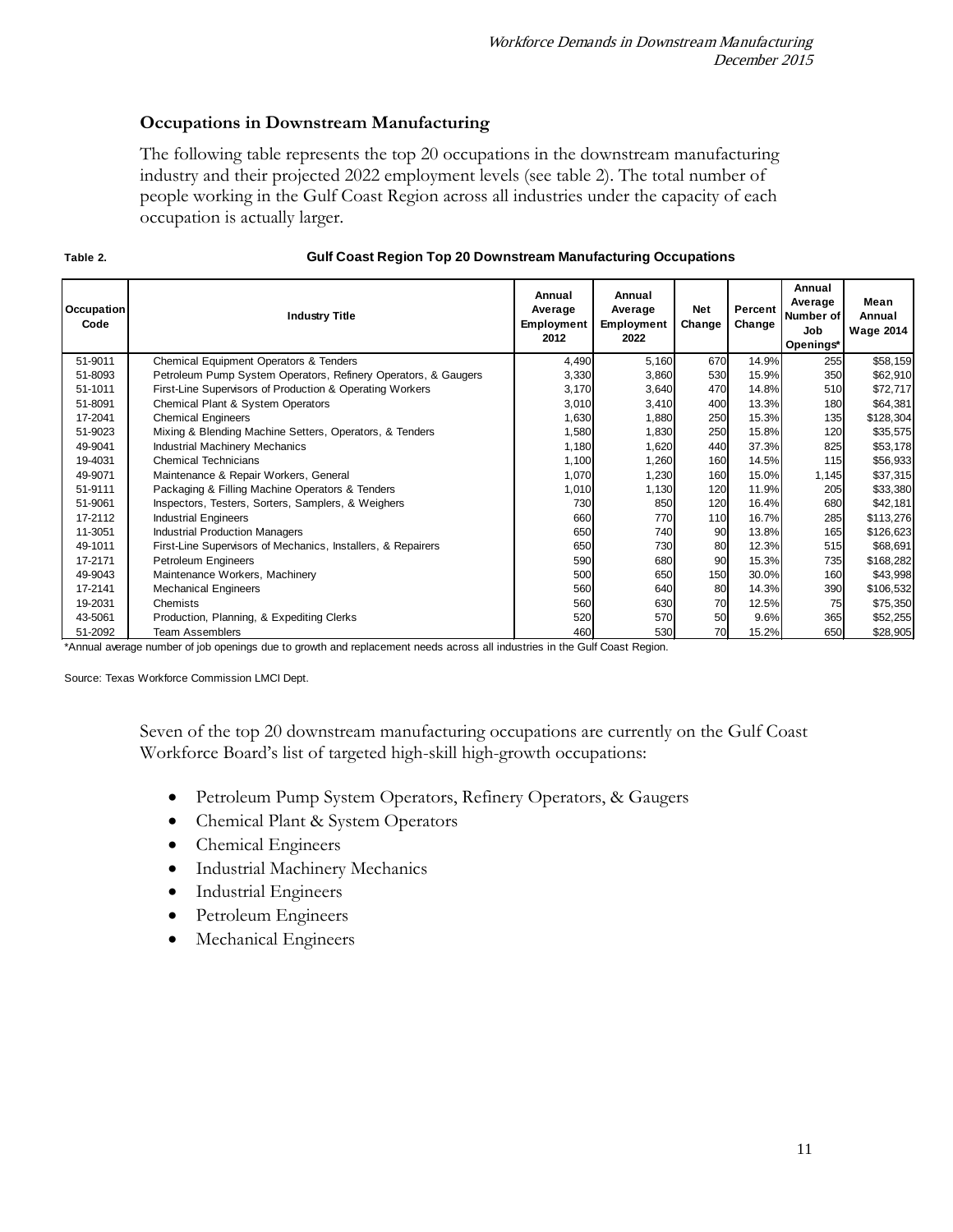### Occupations in Downstream Manufacturing

The following table represents the top 20 occupations in the downstream manufacturing industry and their projected 2022 employment levels (see table 2). The total number of people working in the Gulf Coast Region across all industries under the capacity of each occupation is actually larger.

**Table 2. Gulf Coast Region Top 20 Downstream Manufacturing Occupations**

| Occupation Code | Industry Title | Annual Average Employment 2012 | Annual Average Employment 2022 | Net Change | Percent Change | Annual Average Number of Job Openings* | Mean Annual Wage 2014 |
|---|---|---|---|---|---|---|---|
| 51-9011 | Chemical Equipment Operators & Tenders | 4,490 | 5,160 | 670 | 14.9% | 255 | $58,159 |
| 51-8093 | Petroleum Pump System Operators, Refinery Operators, & Gaugers | 3,330 | 3,860 | 530 | 15.9% | 350 | $62,910 |
| 51-1011 | First-Line Supervisors of Production & Operating Workers | 3,170 | 3,640 | 470 | 14.8% | 510 | $72,717 |
| 51-8091 | Chemical Plant & System Operators | 3,010 | 3,410 | 400 | 13.3% | 180 | $64,381 |
| 17-2041 | Chemical Engineers | 1,630 | 1,880 | 250 | 15.3% | 135 | $128,304 |
| 51-9023 | Mixing & Blending Machine Setters, Operators, & Tenders | 1,580 | 1,830 | 250 | 15.8% | 120 | $35,575 |
| 49-9041 | Industrial Machinery Mechanics | 1,180 | 1,620 | 440 | 37.3% | 825 | $53,178 |
| 19-4031 | Chemical Technicians | 1,100 | 1,260 | 160 | 14.5% | 115 | $56,933 |
| 49-9071 | Maintenance & Repair Workers, General | 1,070 | 1,230 | 160 | 15.0% | 1,145 | $37,315 |
| 51-9111 | Packaging & Filling Machine Operators & Tenders | 1,010 | 1,130 | 120 | 11.9% | 205 | $33,380 |
| 51-9061 | Inspectors, Testers, Sorters, Samplers, & Weighers | 730 | 850 | 120 | 16.4% | 680 | $42,181 |
| 17-2112 | Industrial Engineers | 660 | 770 | 110 | 16.7% | 285 | $113,276 |
| 11-3051 | Industrial Production Managers | 650 | 740 | 90 | 13.8% | 165 | $126,623 |
| 49-1011 | First-Line Supervisors of Mechanics, Installers, & Repairers | 650 | 730 | 80 | 12.3% | 515 | $68,691 |
| 17-2171 | Petroleum Engineers | 590 | 680 | 90 | 15.3% | 735 | $168,282 |
| 49-9043 | Maintenance Workers, Machinery | 500 | 650 | 150 | 30.0% | 160 | $43,998 |
| 17-2141 | Mechanical Engineers | 560 | 640 | 80 | 14.3% | 390 | $106,532 |
| 19-2031 | Chemists | 560 | 630 | 70 | 12.5% | 75 | $75,350 |
| 43-5061 | Production, Planning, & Expediting Clerks | 520 | 570 | 50 | 9.6% | 365 | $52,255 |
| 51-2092 | Team Assemblers | 460 | 530 | 70 | 15.2% | 650 | $28,905 |

*Annual average number of job openings due to growth and replacement needs across all industries in the Gulf Coast Region.

Source: Texas Workforce Commission LMCI Dept.

Seven of the top 20 downstream manufacturing occupations are currently on the Gulf Coast Workforce Board's list of targeted high-skill high-growth occupations:

- Petroleum Pump System Operators, Refinery Operators, & Gaugers
- Chemical Plant & System Operators
- Chemical Engineers
- Industrial Machinery Mechanics
- Industrial Engineers
- Petroleum Engineers
- Mechanical Engineers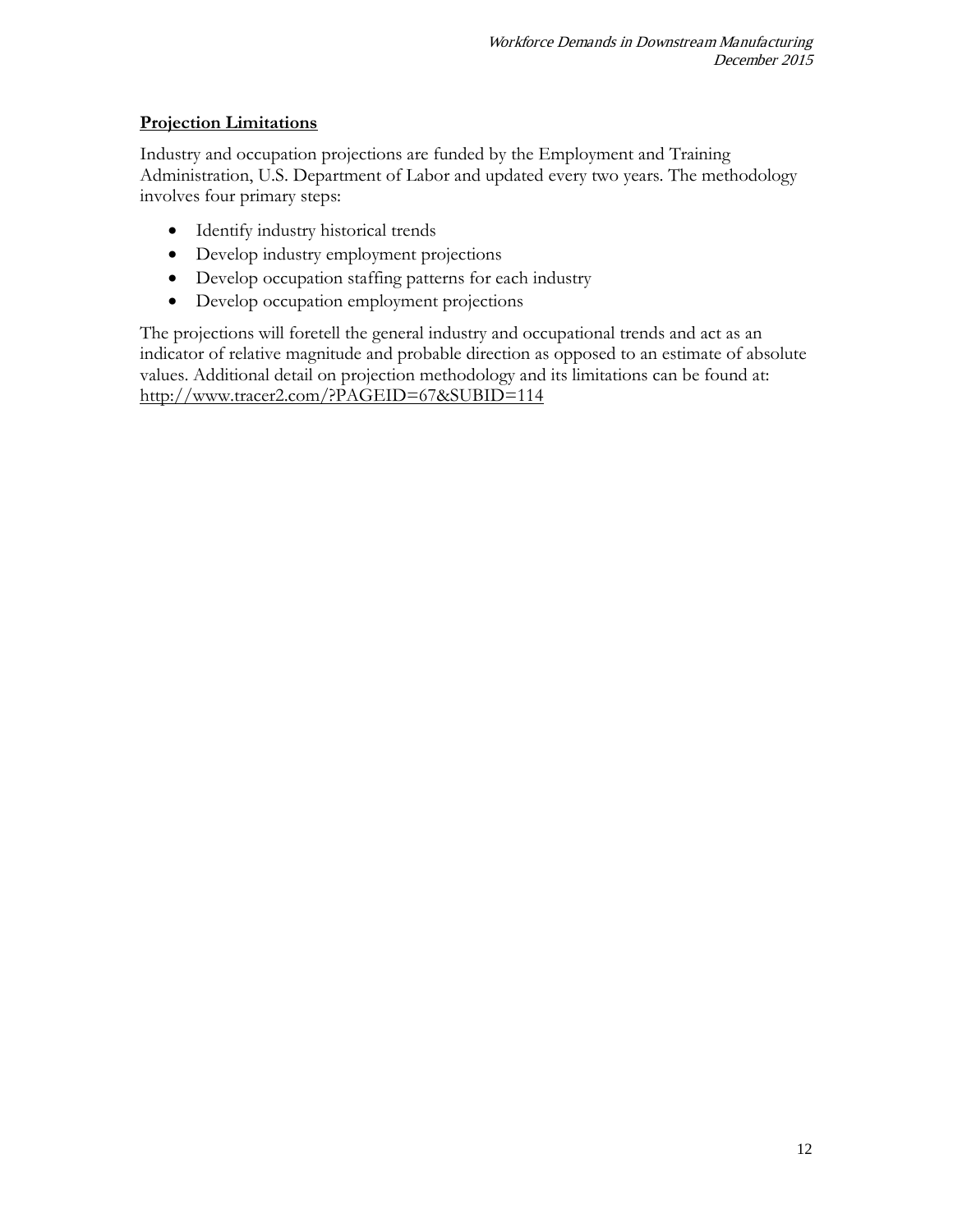## Projection Limitations

Industry and occupation projections are funded by the Employment and Training Administration, U.S. Department of Labor and updated every two years. The methodology involves four primary steps:

- Identify industry historical trends
- Develop industry employment projections
- Develop occupation staffing patterns for each industry
- Develop occupation employment projections

The projections will foretell the general industry and occupational trends and act as an indicator of relative magnitude and probable direction as opposed to an estimate of absolute values. Additional detail on projection methodology and its limitations can be found at: http://www.tracer2.com/?PAGEID=67&SUBID=114